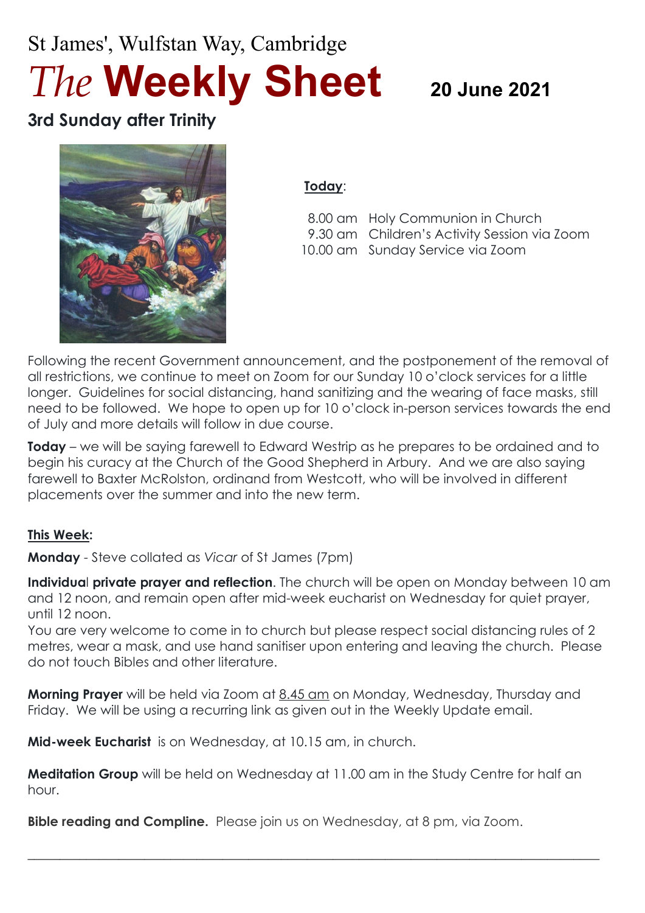St James', Wulfstan Way, Cambridge

# *The* **Weekly Sheet** 20 June 2021

## 3rd Sunday after Trinity

**Today**:

8.00 am Holy Communion in Church
9.30 am Children's Activity Session via Zoom
10.00 am Sunday Service via Zoom

Following the recent Government announcement, and the postponement of the removal of all restrictions, we continue to meet on Zoom for our Sunday 10 o'clock services for a little longer. Guidelines for social distancing, hand sanitizing and the wearing of face masks, still need to be followed. We hope to open up for 10 o'clock in-person services towards the end of July and more details will follow in due course.

**Today** – we will be saying farewell to Edward Westrip as he prepares to be ordained and to begin his curacy at the Church of the Good Shepherd in Arbury. And we are also saying farewell to Baxter McRolston, ordinand from Westcott, who will be involved in different placements over the summer and into the new term.

**This Week:**

**Monday** - Steve collated as *Vicar* of St James (7pm)

**Individual private prayer and reflection**. The church will be open on Monday between 10 am and 12 noon, and remain open after mid-week eucharist on Wednesday for quiet prayer, until 12 noon.
You are very welcome to come in to church but please respect social distancing rules of 2 metres, wear a mask, and use hand sanitiser upon entering and leaving the church. Please do not touch Bibles and other literature.

**Morning Prayer** will be held via Zoom at 8.45 am on Monday, Wednesday, Thursday and Friday. We will be using a recurring link as given out in the Weekly Update email.

**Mid-week Eucharist** is on Wednesday, at 10.15 am, in church.

**Meditation Group** will be held on Wednesday at 11.00 am in the Study Centre for half an hour.

**Bible reading and Compline.** Please join us on Wednesday, at 8 pm, via Zoom.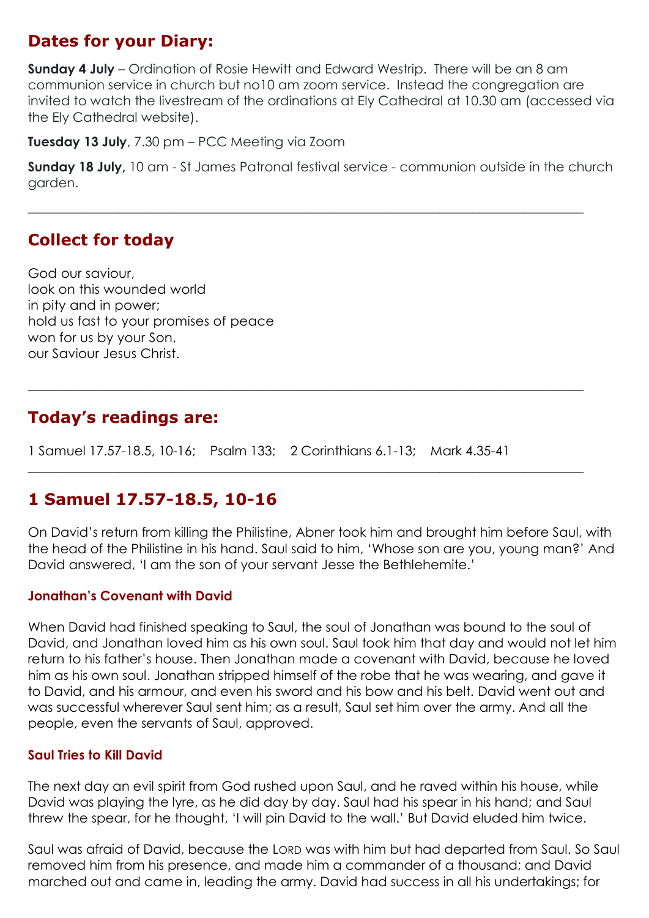## Dates for your Diary:

**Sunday 4 July** – Ordination of Rosie Hewitt and Edward Westrip. There will be an 8 am communion service in church but no10 am zoom service. Instead the congregation are invited to watch the livestream of the ordinations at Ely Cathedral at 10.30 am (accessed via the Ely Cathedral website).

**Tuesday 13 July**, 7.30 pm – PCC Meeting via Zoom

**Sunday 18 July,** 10 am - St James Patronal festival service - communion outside in the church garden.

---

## Collect for today

God our saviour,
look on this wounded world
in pity and in power;
hold us fast to your promises of peace
won for us by your Son,
our Saviour Jesus Christ.

---

## Today's readings are:

1 Samuel 17.57-18.5, 10-16; Psalm 133; 2 Corinthians 6.1-13; Mark 4.35-41

---

## 1 Samuel 17.57-18.5, 10-16

On David's return from killing the Philistine, Abner took him and brought him before Saul, with the head of the Philistine in his hand. Saul said to him, 'Whose son are you, young man?' And David answered, 'I am the son of your servant Jesse the Bethlehemite.'

### Jonathan's Covenant with David

When David had finished speaking to Saul, the soul of Jonathan was bound to the soul of David, and Jonathan loved him as his own soul. Saul took him that day and would not let him return to his father's house. Then Jonathan made a covenant with David, because he loved him as his own soul. Jonathan stripped himself of the robe that he was wearing, and gave it to David, and his armour, and even his sword and his bow and his belt. David went out and was successful wherever Saul sent him; as a result, Saul set him over the army. And all the people, even the servants of Saul, approved.

### Saul Tries to Kill David

The next day an evil spirit from God rushed upon Saul, and he raved within his house, while David was playing the lyre, as he did day by day. Saul had his spear in his hand; and Saul threw the spear, for he thought, 'I will pin David to the wall.' But David eluded him twice.

Saul was afraid of David, because the LORD was with him but had departed from Saul. So Saul removed him from his presence, and made him a commander of a thousand; and David marched out and came in, leading the army. David had success in all his undertakings; for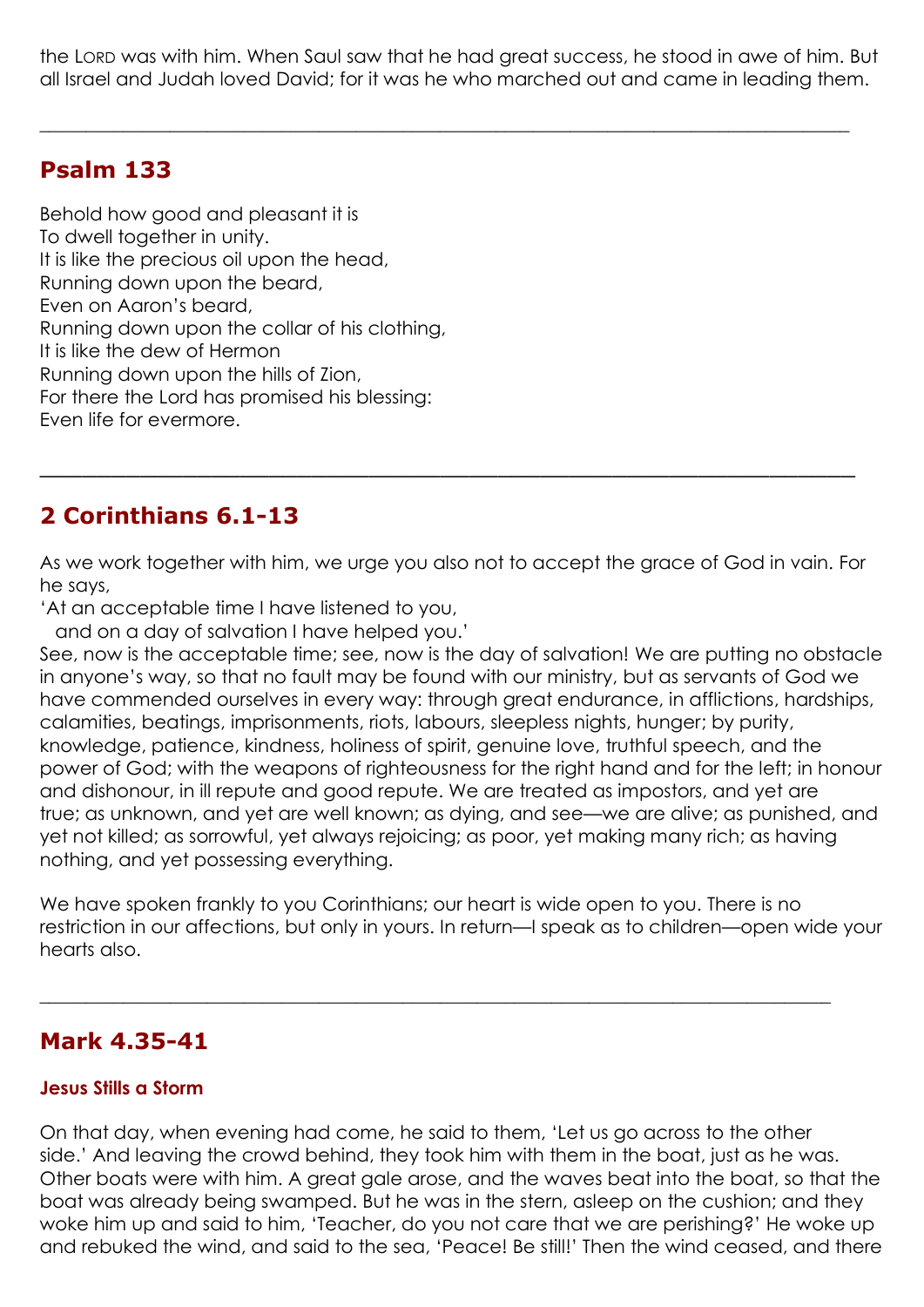the LORD was with him. When Saul saw that he had great success, he stood in awe of him. But all Israel and Judah loved David; for it was he who marched out and came in leading them.

---

## Psalm 133

Behold how good and pleasant it is
To dwell together in unity.
It is like the precious oil upon the head,
Running down upon the beard,
Even on Aaron's beard,
Running down upon the collar of his clothing,
It is like the dew of Hermon
Running down upon the hills of Zion,
For there the Lord has promised his blessing:
Even life for evermore.

---

## 2 Corinthians 6.1-13

As we work together with him, we urge you also not to accept the grace of God in vain. For he says,
'At an acceptable time I have listened to you,
  and on a day of salvation I have helped you.'
See, now is the acceptable time; see, now is the day of salvation! We are putting no obstacle in anyone's way, so that no fault may be found with our ministry, but as servants of God we have commended ourselves in every way: through great endurance, in afflictions, hardships, calamities, beatings, imprisonments, riots, labours, sleepless nights, hunger; by purity, knowledge, patience, kindness, holiness of spirit, genuine love, truthful speech, and the power of God; with the weapons of righteousness for the right hand and for the left; in honour and dishonour, in ill repute and good repute. We are treated as impostors, and yet are true; as unknown, and yet are well known; as dying, and see—we are alive; as punished, and yet not killed; as sorrowful, yet always rejoicing; as poor, yet making many rich; as having nothing, and yet possessing everything.

We have spoken frankly to you Corinthians; our heart is wide open to you. There is no restriction in our affections, but only in yours. In return—I speak as to children—open wide your hearts also.

---

## Mark 4.35-41

### Jesus Stills a Storm

On that day, when evening had come, he said to them, 'Let us go across to the other side.' And leaving the crowd behind, they took him with them in the boat, just as he was. Other boats were with him. A great gale arose, and the waves beat into the boat, so that the boat was already being swamped. But he was in the stern, asleep on the cushion; and they woke him up and said to him, 'Teacher, do you not care that we are perishing?' He woke up and rebuked the wind, and said to the sea, 'Peace! Be still!' Then the wind ceased, and there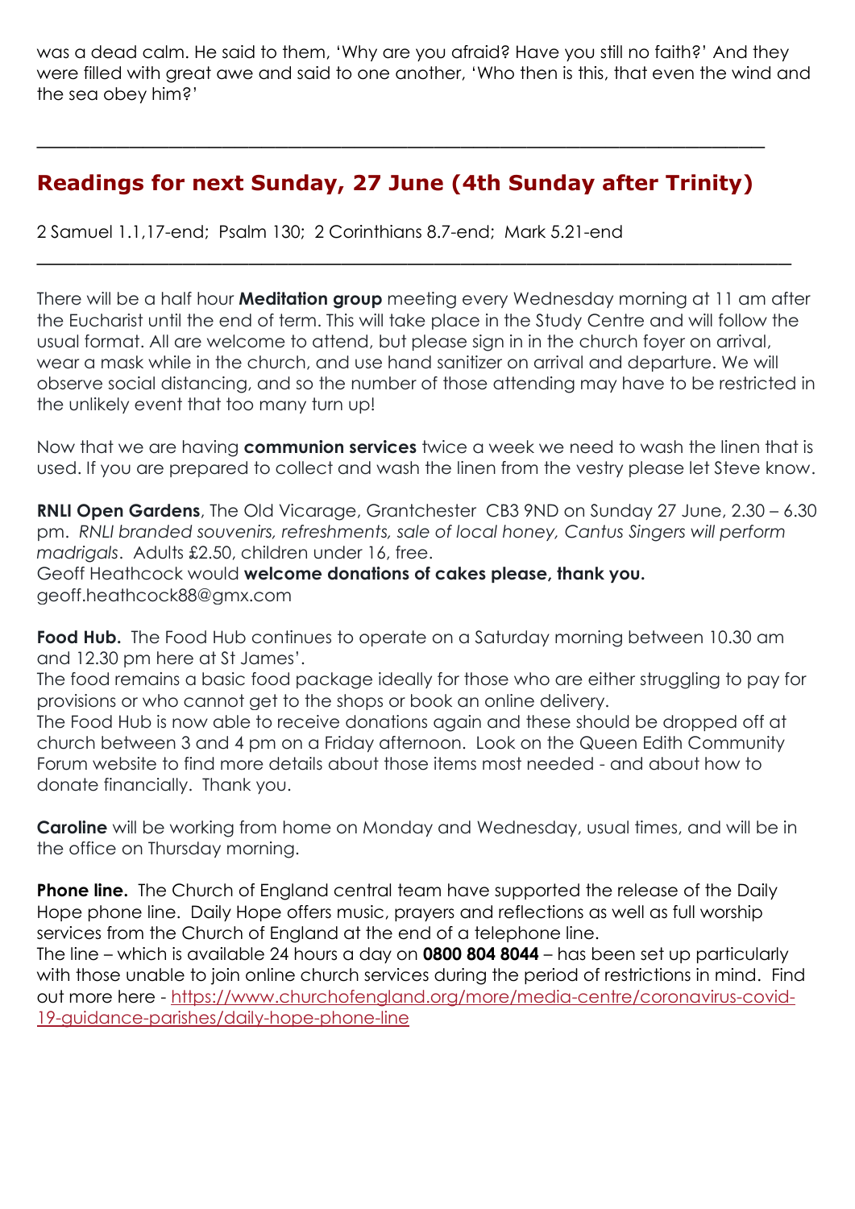was a dead calm. He said to them, 'Why are you afraid? Have you still no faith?' And they were filled with great awe and said to one another, 'Who then is this, that even the wind and the sea obey him?'

---

## Readings for next Sunday, 27 June (4th Sunday after Trinity)

2 Samuel 1.1,17-end; Psalm 130; 2 Corinthians 8.7-end; Mark 5.21-end

---

There will be a half hour **Meditation group** meeting every Wednesday morning at 11 am after the Eucharist until the end of term. This will take place in the Study Centre and will follow the usual format. All are welcome to attend, but please sign in in the church foyer on arrival, wear a mask while in the church, and use hand sanitizer on arrival and departure. We will observe social distancing, and so the number of those attending may have to be restricted in the unlikely event that too many turn up!

Now that we are having **communion services** twice a week we need to wash the linen that is used. If you are prepared to collect and wash the linen from the vestry please let Steve know.

**RNLI Open Gardens**, The Old Vicarage, Grantchester CB3 9ND on Sunday 27 June, 2.30 – 6.30 pm. *RNLI branded souvenirs, refreshments, sale of local honey, Cantus Singers will perform madrigals*. Adults £2.50, children under 16, free.
Geoff Heathcock would **welcome donations of cakes please, thank you.**
geoff.heathcock88@gmx.com

**Food Hub.** The Food Hub continues to operate on a Saturday morning between 10.30 am and 12.30 pm here at St James'.
The food remains a basic food package ideally for those who are either struggling to pay for provisions or who cannot get to the shops or book an online delivery.
The Food Hub is now able to receive donations again and these should be dropped off at church between 3 and 4 pm on a Friday afternoon. Look on the Queen Edith Community Forum website to find more details about those items most needed - and about how to donate financially. Thank you.

**Caroline** will be working from home on Monday and Wednesday, usual times, and will be in the office on Thursday morning.

**Phone line.** The Church of England central team have supported the release of the Daily Hope phone line. Daily Hope offers music, prayers and reflections as well as full worship services from the Church of England at the end of a telephone line.
The line – which is available 24 hours a day on **0800 804 8044** – has been set up particularly with those unable to join online church services during the period of restrictions in mind. Find out more here - https://www.churchofengland.org/more/media-centre/coronavirus-covid-19-guidance-parishes/daily-hope-phone-line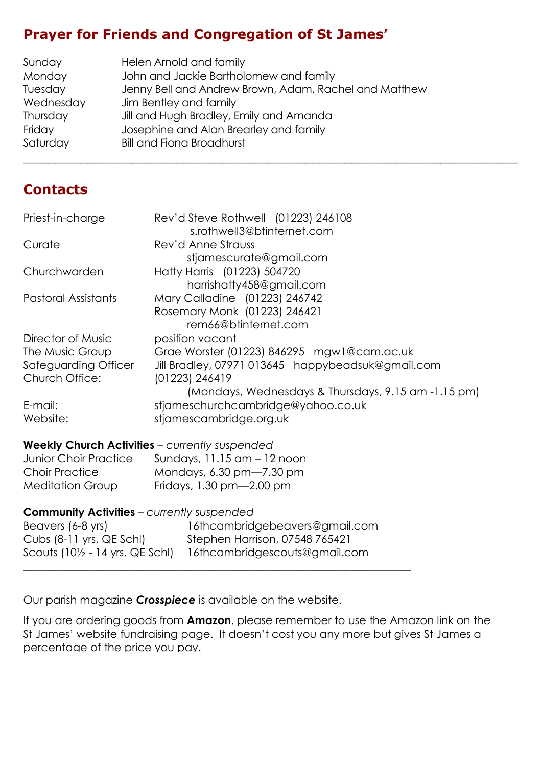## Prayer for Friends and Congregation of St James'

| | |
|---|---|
| Sunday | Helen Arnold and family |
| Monday | John and Jackie Bartholomew and family |
| Tuesday | Jenny Bell and Andrew Brown, Adam, Rachel and Matthew |
| Wednesday | Jim Bentley and family |
| Thursday | Jill and Hugh Bradley, Emily and Amanda |
| Friday | Josephine and Alan Brearley and family |
| Saturday | Bill and Fiona Broadhurst |

---

## Contacts

| | |
|---|---|
| Priest-in-charge | Rev'd Steve Rothwell (01223) 246108<br>s.rothwell3@btinternet.com |
| Curate | Rev'd Anne Strauss<br>stjamescurate@gmail.com |
| Churchwarden | Hatty Harris (01223) 504720<br>harrishatty458@gmail.com |
| Pastoral Assistants | Mary Calladine (01223) 246742<br>Rosemary Monk (01223) 246421<br>rem66@btinternet.com |
| Director of Music | position vacant |
| The Music Group | Grae Worster (01223) 846295 mgw1@cam.ac.uk |
| Safeguarding Officer | Jill Bradley, 07971 013645 happybeadsuk@gmail.com |
| Church Office: | (01223) 246419<br>(Mondays, Wednesdays & Thursdays, 9.15 am -1.15 pm) |
| E-mail: | stjameschurchcambridge@yahoo.co.uk |
| Website: | stjamescambridge.org.uk |

**Weekly Church Activities** – *currently suspended*

| | |
|---|---|
| Junior Choir Practice | Sundays, 11.15 am – 12 noon |
| Choir Practice | Mondays, 6.30 pm—7.30 pm |
| Meditation Group | Fridays, 1.30 pm—2.00 pm |

**Community Activities** – *currently suspended*

| | |
|---|---|
| Beavers (6-8 yrs) | 16thcambridgebeavers@gmail.com |
| Cubs (8-11 yrs, QE Schl) | Stephen Harrison, 07548 765421 |
| Scouts (10½ - 14 yrs, QE Schl) | 16thcambridgescouts@gmail.com |

---

Our parish magazine ***Crosspiece*** is available on the website.

If you are ordering goods from **Amazon**, please remember to use the Amazon link on the St James' website fundraising page. It doesn't cost you any more but gives St James a percentage of the price you pay.